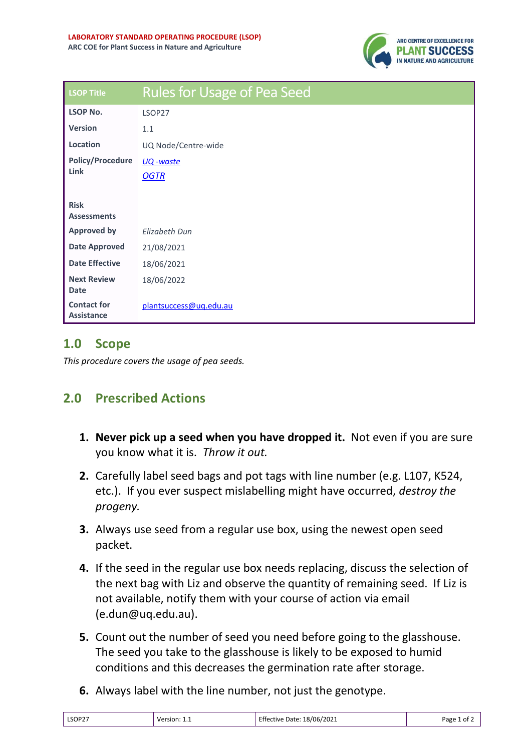**LABORATORY STANDARD OPERATING PROCEDURE (LSOP)**
**ARC COE for Plant Success in Nature and Agriculture**

| LSOP Title | Rules for Usage of Pea Seed |
| --- | --- |
| **LSOP No.** | LSOP27 |
| **Version** | 1.1 |
| **Location** | UQ Node/Centre-wide |
| **Policy/Procedure Link** | *UQ -waste*<br>*OGTR* |
| **Risk Assessments** | |
| **Approved by** | *Elizabeth Dun* |
| **Date Approved** | 21/08/2021 |
| **Date Effective** | 18/06/2021 |
| **Next Review Date** | 18/06/2022 |
| **Contact for Assistance** | plantsuccess@uq.edu.au |

## 1.0 Scope

*This procedure covers the usage of pea seeds.*

## 2.0 Prescribed Actions

1. **Never pick up a seed when you have dropped it.** Not even if you are sure you know what it is. *Throw it out.*
2. Carefully label seed bags and pot tags with line number (e.g. L107, K524, etc.). If you ever suspect mislabelling might have occurred, *destroy the progeny.*
3. Always use seed from a regular use box, using the newest open seed packet.
4. If the seed in the regular use box needs replacing, discuss the selection of the next bag with Liz and observe the quantity of remaining seed. If Liz is not available, notify them with your course of action via email (e.dun@uq.edu.au).
5. Count out the number of seed you need before going to the glasshouse. The seed you take to the glasshouse is likely to be exposed to humid conditions and this decreases the germination rate after storage.
6. Always label with the line number, not just the genotype.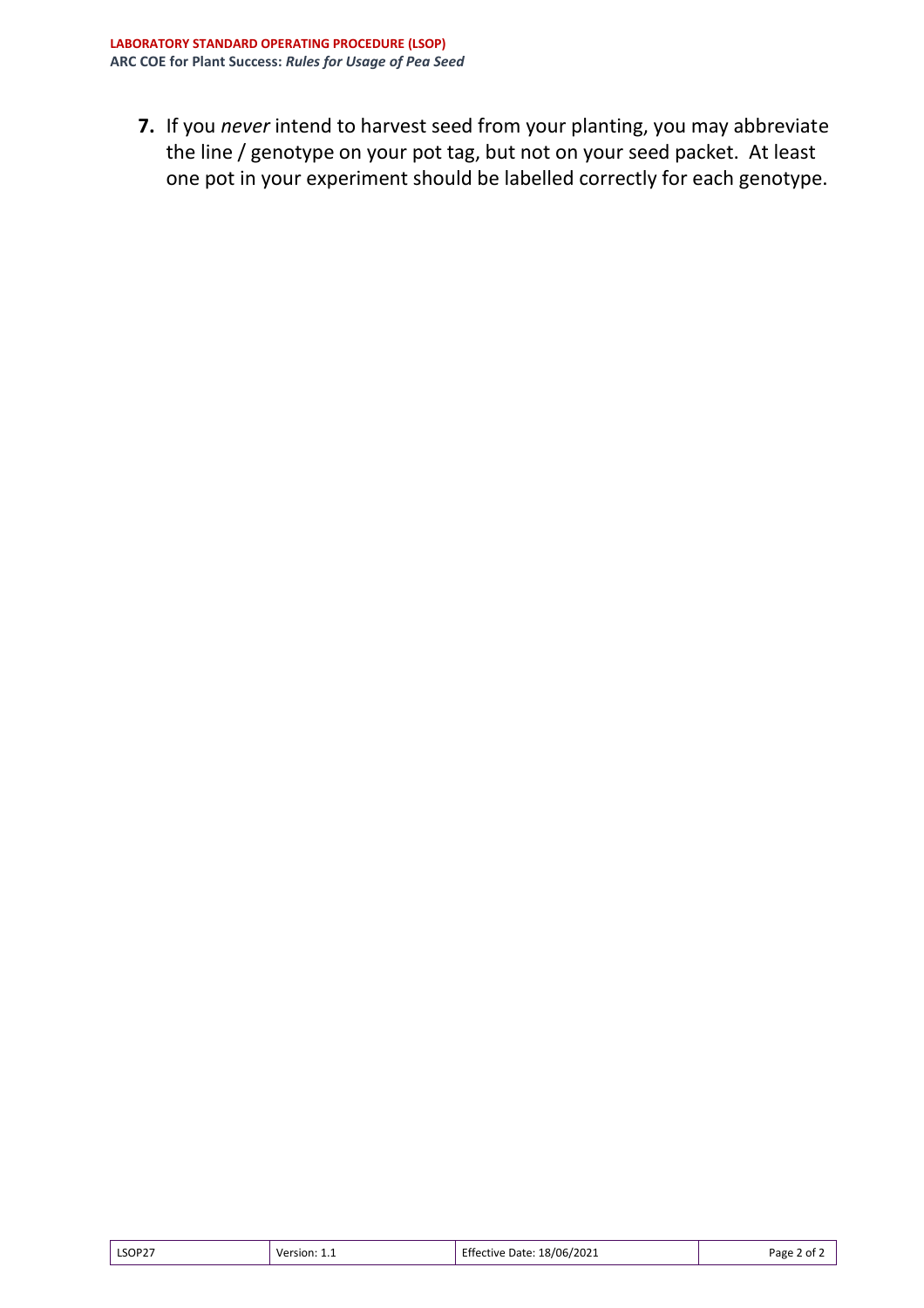7. If you *never* intend to harvest seed from your planting, you may abbreviate the line / genotype on your pot tag, but not on your seed packet.  At least one pot in your experiment should be labelled correctly for each genotype.